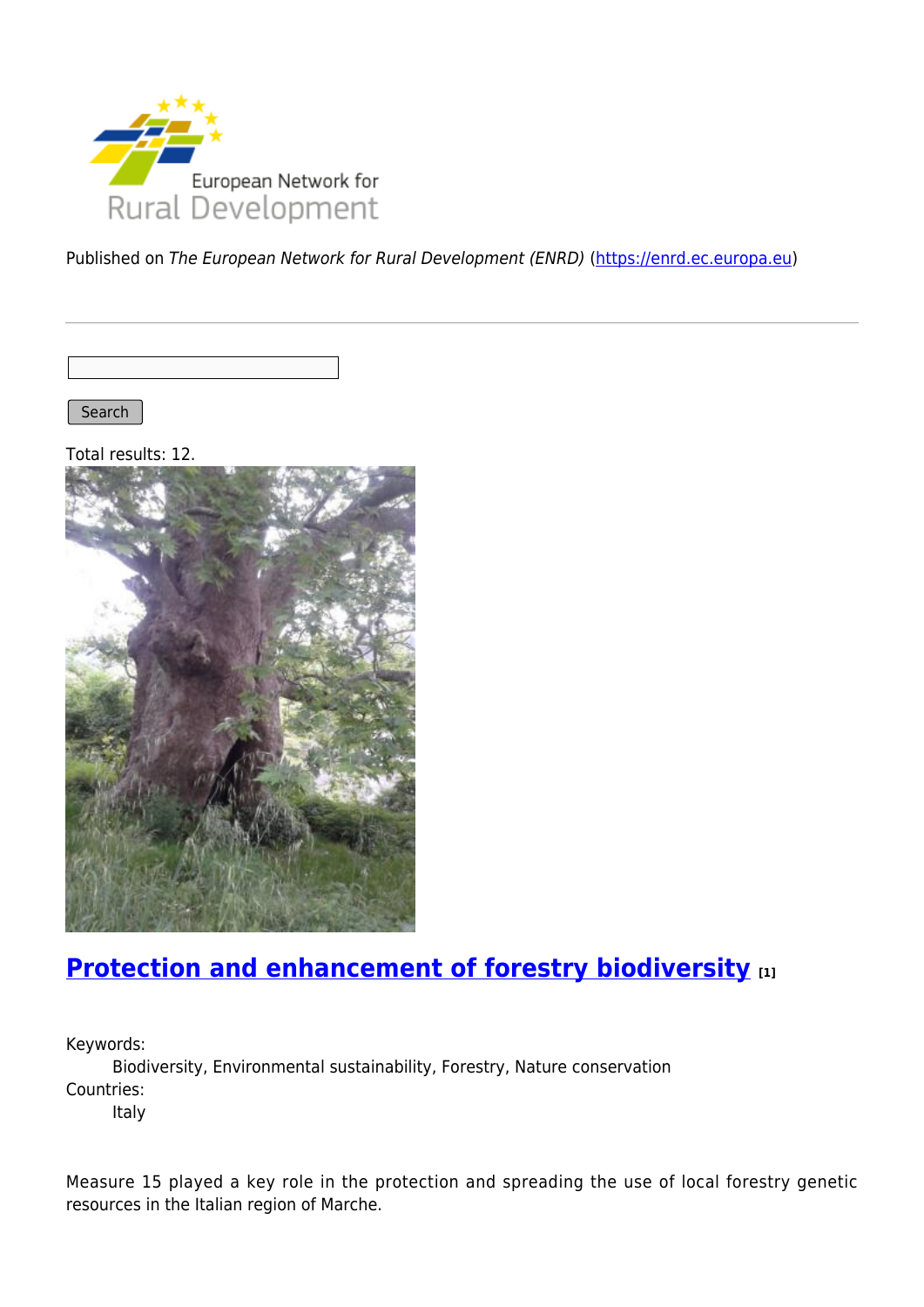Published on *The European Network for Rural Development (ENRD)* (https://enrd.ec.europa.eu)

Search

Total results: 12.

## Protection and enhancement of forestry biodiversity [1]

Keywords:

Biodiversity, Environmental sustainability, Forestry, Nature conservation

Countries:

Italy

Measure 15 played a key role in the protection and spreading the use of local forestry genetic resources in the Italian region of Marche.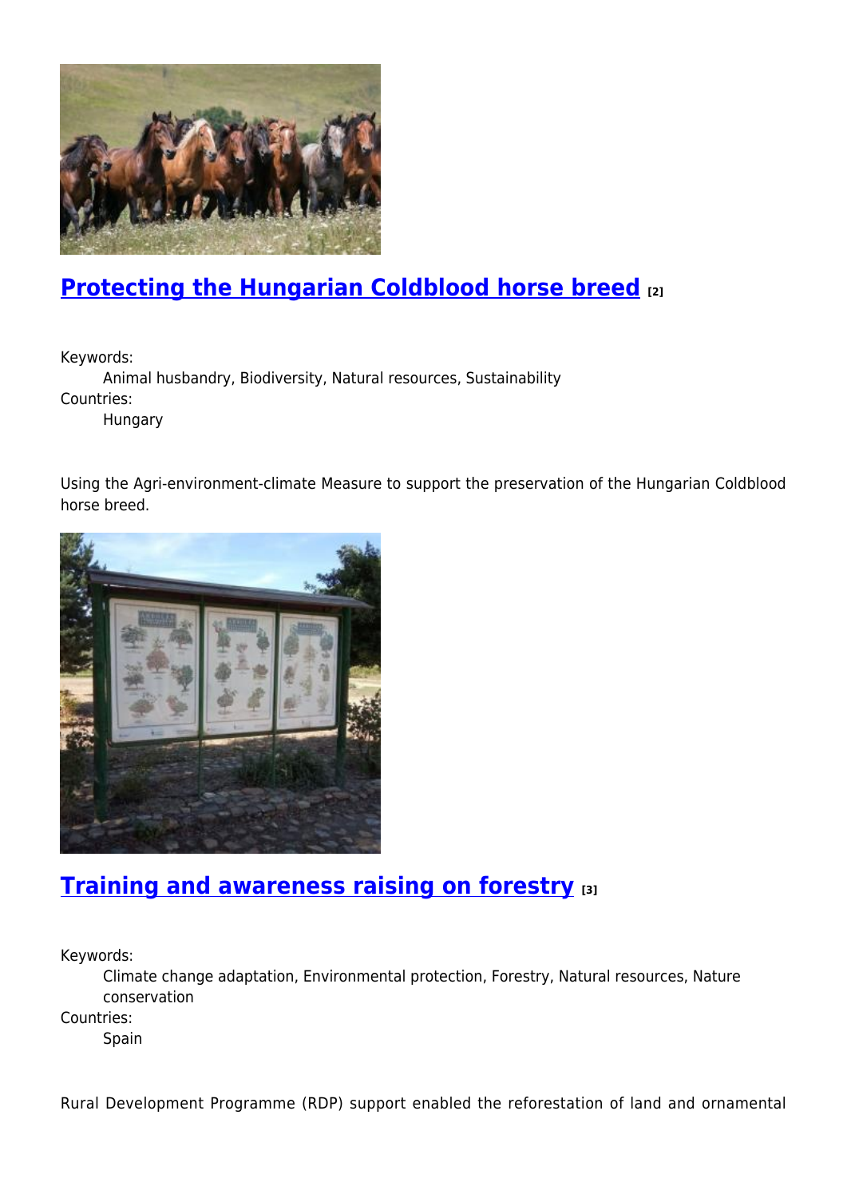## Protecting the Hungarian Coldblood horse breed [2]

Keywords:
Animal husbandry, Biodiversity, Natural resources, Sustainability

Countries:
Hungary

Using the Agri-environment-climate Measure to support the preservation of the Hungarian Coldblood horse breed.

## Training and awareness raising on forestry [3]

Keywords:
Climate change adaptation, Environmental protection, Forestry, Natural resources, Nature conservation

Countries:
Spain

Rural Development Programme (RDP) support enabled the reforestation of land and ornamental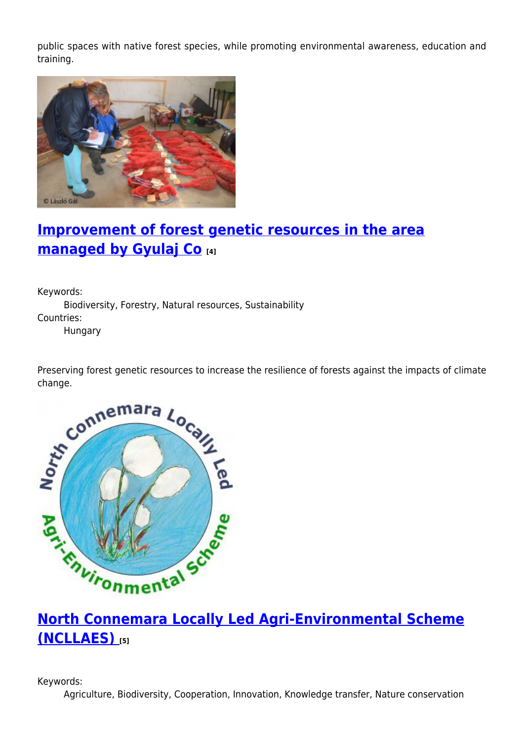public spaces with native forest species, while promoting environmental awareness, education and training.

## Improvement of forest genetic resources in the area managed by Gyulaj Co [4]

Keywords:
: Biodiversity, Forestry, Natural resources, Sustainability

Countries:
: Hungary

Preserving forest genetic resources to increase the resilience of forests against the impacts of climate change.

## North Connemara Locally Led Agri-Environmental Scheme (NCLLAES) [5]

Keywords:
: Agriculture, Biodiversity, Cooperation, Innovation, Knowledge transfer, Nature conservation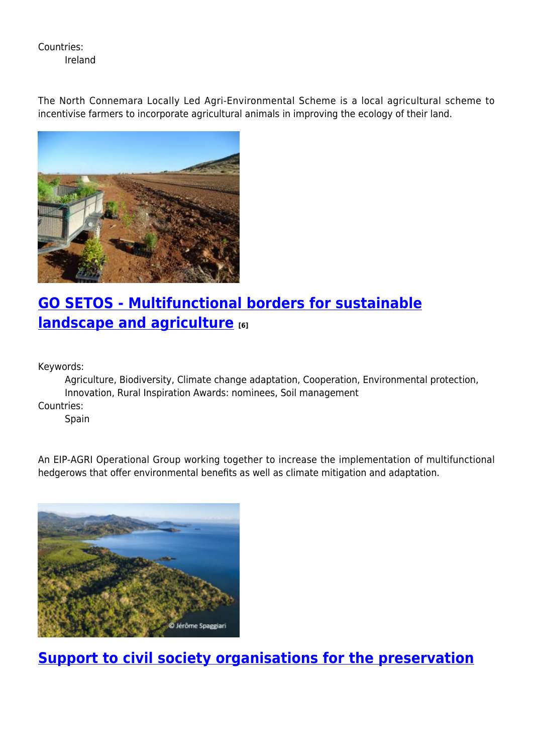Countries:
Ireland

The North Connemara Locally Led Agri-Environmental Scheme is a local agricultural scheme to incentivise farmers to incorporate agricultural animals in improving the ecology of their land.

## GO SETOS - Multifunctional borders for sustainable landscape and agriculture [6]

Keywords:
Agriculture, Biodiversity, Climate change adaptation, Cooperation, Environmental protection, Innovation, Rural Inspiration Awards: nominees, Soil management

Countries:
Spain

An EIP-AGRI Operational Group working together to increase the implementation of multifunctional hedgerows that offer environmental benefits as well as climate mitigation and adaptation.

## Support to civil society organisations for the preservation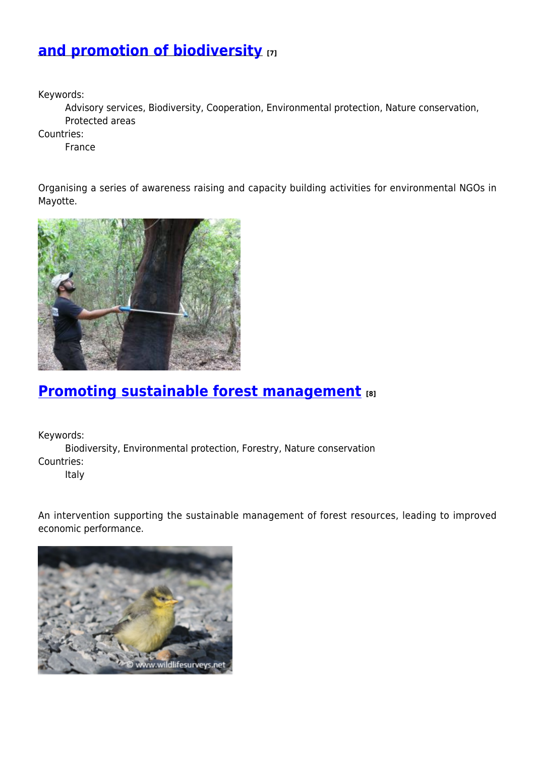## [and promotion of biodiversity](#) [7]

Keywords:
  Advisory services, Biodiversity, Cooperation, Environmental protection, Nature conservation, Protected areas
Countries:
  France

Organising a series of awareness raising and capacity building activities for environmental NGOs in Mayotte.

## [Promoting sustainable forest management](#) [8]

Keywords:
  Biodiversity, Environmental protection, Forestry, Nature conservation
Countries:
  Italy

An intervention supporting the sustainable management of forest resources, leading to improved economic performance.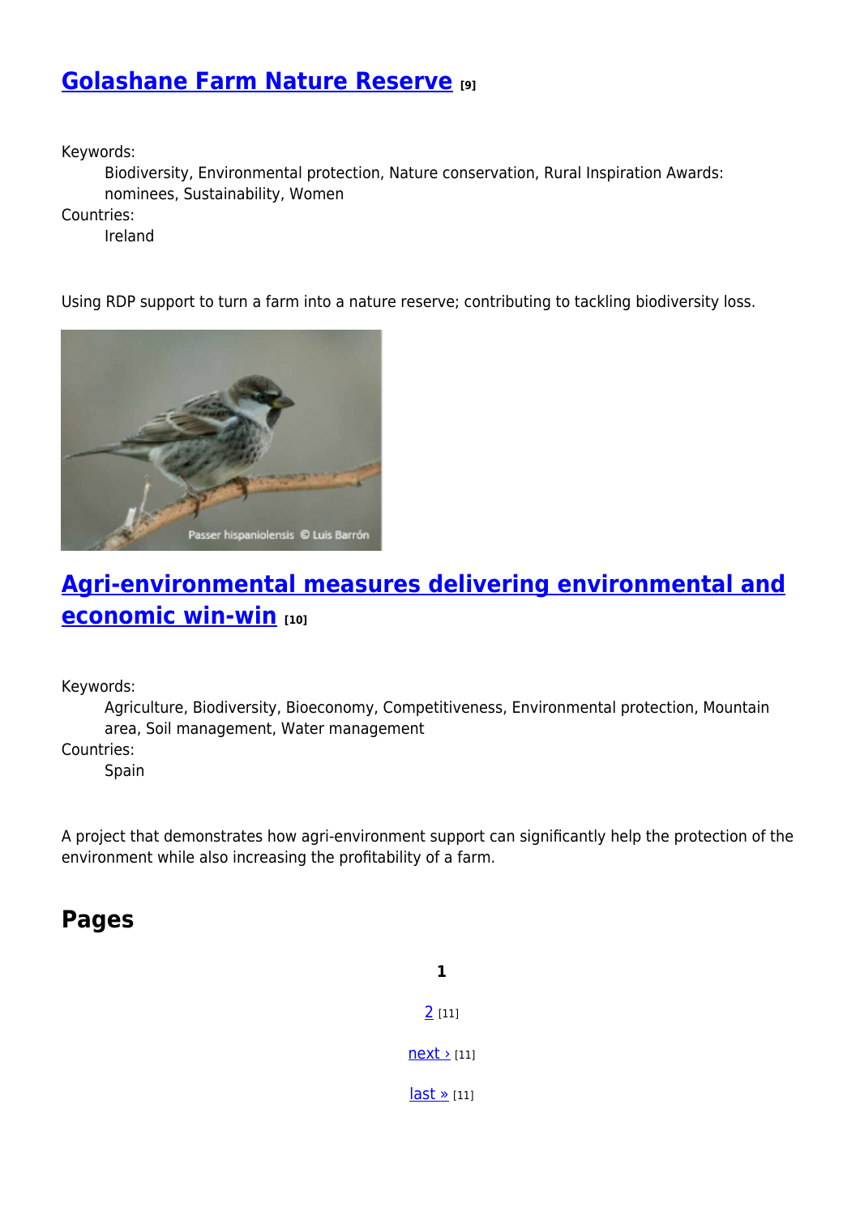## Golashane Farm Nature Reserve [9]

Keywords:
: Biodiversity, Environmental protection, Nature conservation, Rural Inspiration Awards: nominees, Sustainability, Women

Countries:
: Ireland

Using RDP support to turn a farm into a nature reserve; contributing to tackling biodiversity loss.

Passer hispaniolensis © Luis Barrón

## Agri-environmental measures delivering environmental and economic win-win [10]

Keywords:
: Agriculture, Biodiversity, Bioeconomy, Competitiveness, Environmental protection, Mountain area, Soil management, Water management

Countries:
: Spain

A project that demonstrates how agri-environment support can significantly help the protection of the environment while also increasing the profitability of a farm.

## Pages

**1**

2 [11]

next › [11]

last » [11]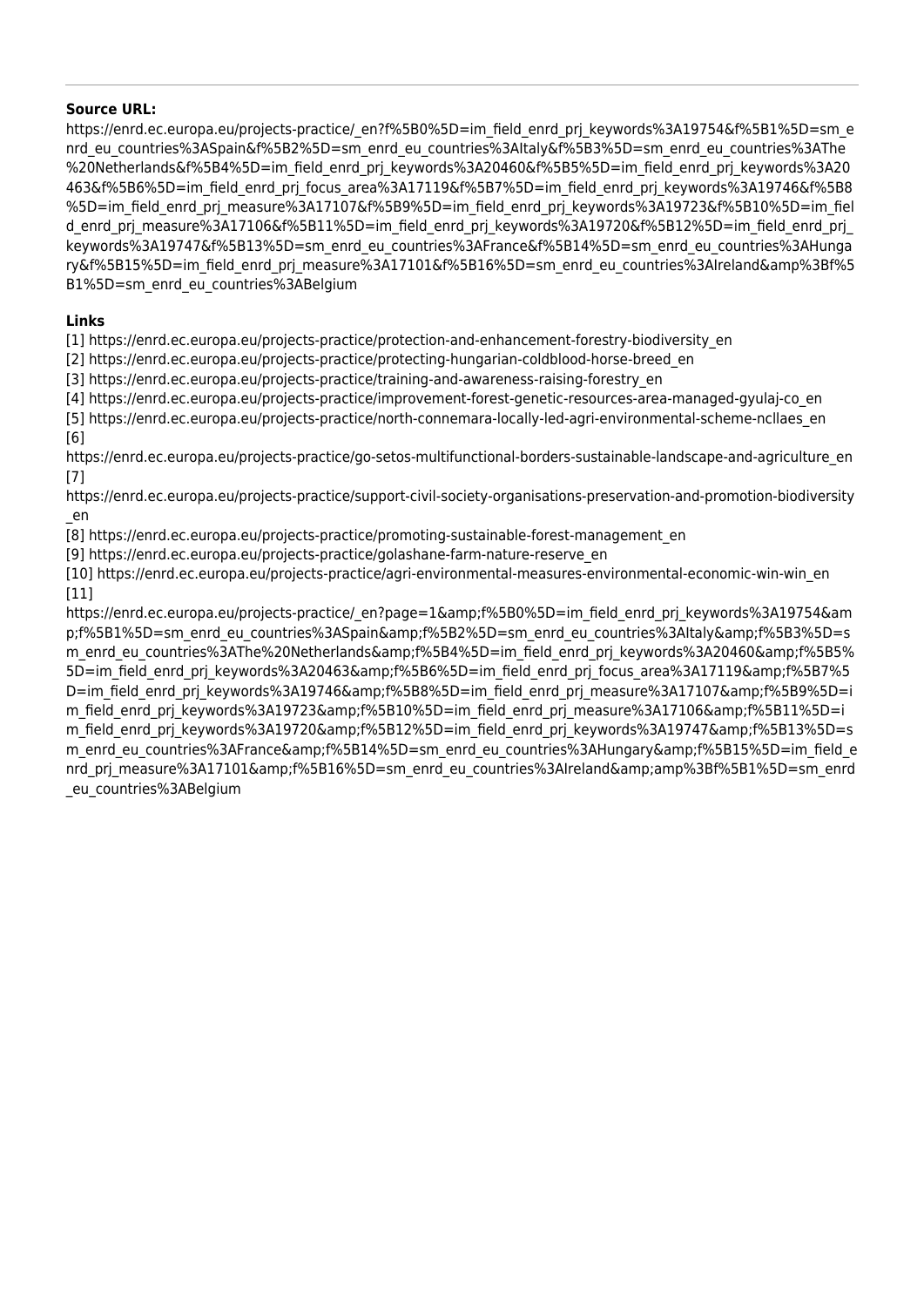**Source URL:**
https://enrd.ec.europa.eu/projects-practice/_en?f%5B0%5D=im_field_enrd_prj_keywords%3A19754&f%5B1%5D=sm_enrd_eu_countries%3ASpain&f%5B2%5D=sm_enrd_eu_countries%3AItaly&f%5B3%5D=sm_enrd_eu_countries%3AThe%20Netherlands&f%5B4%5D=im_field_enrd_prj_keywords%3A20460&f%5B5%5D=im_field_enrd_prj_keywords%3A20463&f%5B6%5D=im_field_enrd_prj_focus_area%3A17119&f%5B7%5D=im_field_enrd_prj_keywords%3A19746&f%5B8%5D=im_field_enrd_prj_measure%3A17107&f%5B9%5D=im_field_enrd_prj_keywords%3A19723&f%5B10%5D=im_field_enrd_prj_measure%3A17106&f%5B11%5D=im_field_enrd_prj_keywords%3A19720&f%5B12%5D=im_field_enrd_prj_keywords%3A19747&f%5B13%5D=sm_enrd_eu_countries%3AFrance&f%5B14%5D=sm_enrd_eu_countries%3AHungary&f%5B15%5D=im_field_enrd_prj_measure%3A17101&f%5B16%5D=sm_enrd_eu_countries%3AIreland&amp%3Bf%5B1%5D=sm_enrd_eu_countries%3ABelgium

**Links**
[1] https://enrd.ec.europa.eu/projects-practice/protection-and-enhancement-forestry-biodiversity_en
[2] https://enrd.ec.europa.eu/projects-practice/protecting-hungarian-coldblood-horse-breed_en
[3] https://enrd.ec.europa.eu/projects-practice/training-and-awareness-raising-forestry_en
[4] https://enrd.ec.europa.eu/projects-practice/improvement-forest-genetic-resources-area-managed-gyulaj-co_en
[5] https://enrd.ec.europa.eu/projects-practice/north-connemara-locally-led-agri-environmental-scheme-ncllaes_en
[6] https://enrd.ec.europa.eu/projects-practice/go-setos-multifunctional-borders-sustainable-landscape-and-agriculture_en
[7] https://enrd.ec.europa.eu/projects-practice/support-civil-society-organisations-preservation-and-promotion-biodiversity_en
[8] https://enrd.ec.europa.eu/projects-practice/promoting-sustainable-forest-management_en
[9] https://enrd.ec.europa.eu/projects-practice/golashane-farm-nature-reserve_en
[10] https://enrd.ec.europa.eu/projects-practice/agri-environmental-measures-environmental-economic-win-win_en
[11] https://enrd.ec.europa.eu/projects-practice/_en?page=1&amp;f%5B0%5D=im_field_enrd_prj_keywords%3A19754&amp;f%5B1%5D=sm_enrd_eu_countries%3ASpain&amp;f%5B2%5D=sm_enrd_eu_countries%3AItaly&amp;f%5B3%5D=sm_enrd_eu_countries%3AThe%20Netherlands&amp;f%5B4%5D=im_field_enrd_prj_keywords%3A20460&amp;f%5B5%5D=im_field_enrd_prj_keywords%3A20463&amp;f%5B6%5D=im_field_enrd_prj_focus_area%3A17119&amp;f%5B7%5D=im_field_enrd_prj_keywords%3A19746&amp;f%5B8%5D=im_field_enrd_prj_measure%3A17107&amp;f%5B9%5D=im_field_enrd_prj_keywords%3A19723&amp;f%5B10%5D=im_field_enrd_prj_measure%3A17106&amp;f%5B11%5D=im_field_enrd_prj_keywords%3A19720&amp;f%5B12%5D=im_field_enrd_prj_keywords%3A19747&amp;f%5B13%5D=sm_enrd_eu_countries%3AFrance&amp;f%5B14%5D=sm_enrd_eu_countries%3AHungary&amp;f%5B15%5D=im_field_enrd_prj_measure%3A17101&amp;f%5B16%5D=sm_enrd_eu_countries%3AIreland&amp;amp%3Bf%5B1%5D=sm_enrd_eu_countries%3ABelgium